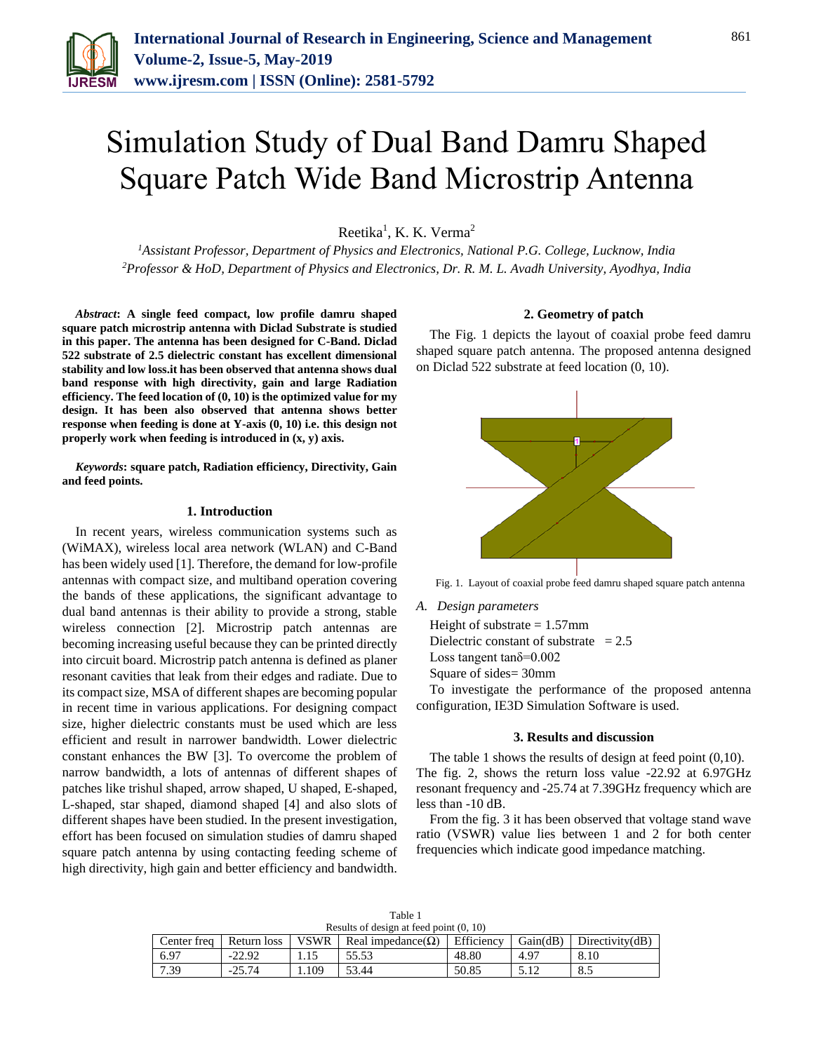# Simulation Study of Dual Band Damru Shaped Square Patch Wide Band Microstrip Antenna

Reetika[1], K. K. Verma[2]

[1]*Assistant Professor, Department of Physics and Electronics, National P.G. College, Lucknow, India*
[2]*Professor & HoD, Department of Physics and Electronics, Dr. R. M. L. Avadh University, Ayodhya, India*

***Abstract*: A single feed compact, low profile damru shaped square patch microstrip antenna with Diclad Substrate is studied in this paper. The antenna has been designed for C-Band. Diclad 522 substrate of 2.5 dielectric constant has excellent dimensional stability and low loss.it has been observed that antenna shows dual band response with high directivity, gain and large Radiation efficiency. The feed location of (0, 10) is the optimized value for my design. It has been also observed that antenna shows better response when feeding is done at Y-axis (0, 10) i.e. this design not properly work when feeding is introduced in (x, y) axis.**

***Keywords*: square patch, Radiation efficiency, Directivity, Gain and feed points.**

## 1. Introduction

In recent years, wireless communication systems such as (WiMAX), wireless local area network (WLAN) and C-Band has been widely used [1]. Therefore, the demand for low-profile antennas with compact size, and multiband operation covering the bands of these applications, the significant advantage to dual band antennas is their ability to provide a strong, stable wireless connection [2]. Microstrip patch antennas are becoming increasing useful because they can be printed directly into circuit board. Microstrip patch antenna is defined as planer resonant cavities that leak from their edges and radiate. Due to its compact size, MSA of different shapes are becoming popular in recent time in various applications. For designing compact size, higher dielectric constants must be used which are less efficient and result in narrower bandwidth. Lower dielectric constant enhances the BW [3]. To overcome the problem of narrow bandwidth, a lots of antennas of different shapes of patches like trishul shaped, arrow shaped, U shaped, E-shaped, L-shaped, star shaped, diamond shaped [4] and also slots of different shapes have been studied. In the present investigation, effort has been focused on simulation studies of damru shaped square patch antenna by using contacting feeding scheme of high directivity, high gain and better efficiency and bandwidth.

## 2. Geometry of patch

The Fig. 1 depicts the layout of coaxial probe feed damru shaped square patch antenna. The proposed antenna designed on Diclad 522 substrate at feed location (0, 10).

Fig. 1. Layout of coaxial probe feed damru shaped square patch antenna

### A. Design parameters

Height of substrate = 1.57mm
Dielectric constant of substrate = 2.5
Loss tangent tanδ=0.002
Square of sides= 30mm

To investigate the performance of the proposed antenna configuration, IE3D Simulation Software is used.

## 3. Results and discussion

The table 1 shows the results of design at feed point (0,10). The fig. 2, shows the return loss value -22.92 at 6.97GHz resonant frequency and -25.74 at 7.39GHz frequency which are less than -10 dB.

From the fig. 3 it has been observed that voltage stand wave ratio (VSWR) value lies between 1 and 2 for both center frequencies which indicate good impedance matching.

Table 1
Results of design at feed point (0, 10)

| Center freq | Return loss | VSWR | Real impedance(Ω) | Efficiency | Gain(dB) | Directivity(dB) |
|---|---|---|---|---|---|---|
| 6.97 | -22.92 | 1.15 | 55.53 | 48.80 | 4.97 | 8.10 |
| 7.39 | -25.74 | 1.109 | 53.44 | 50.85 | 5.12 | 8.5 |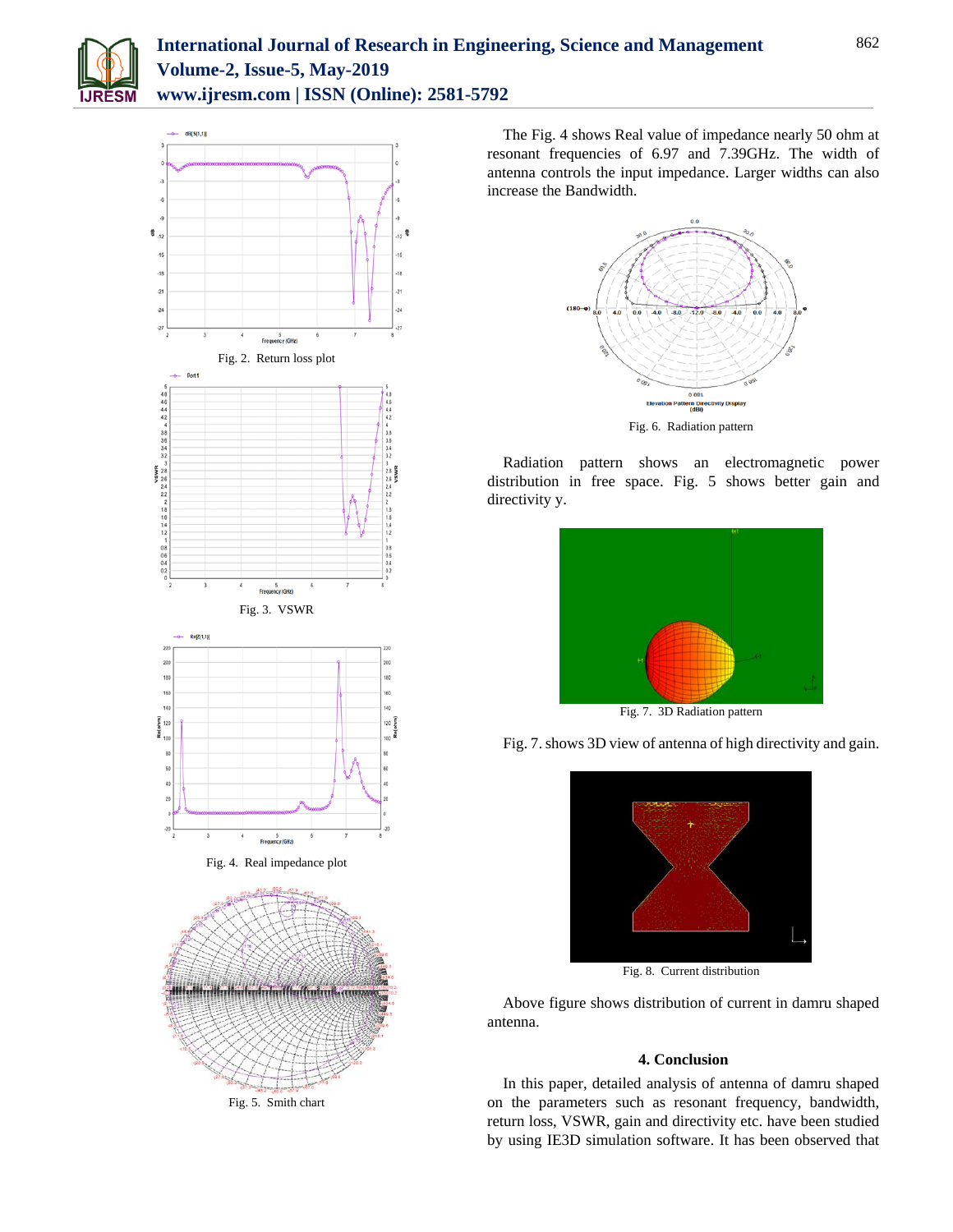Fig. 2. Return loss plot

Fig. 3. VSWR

Fig. 4. Real impedance plot

Fig. 5. Smith chart

The Fig. 4 shows Real value of impedance nearly 50 ohm at resonant frequencies of 6.97 and 7.39GHz. The width of antenna controls the input impedance. Larger widths can also increase the Bandwidth.

Fig. 6. Radiation pattern

Radiation pattern shows an electromagnetic power distribution in free space. Fig. 5 shows better gain and directivity y.

Fig. 7. 3D Radiation pattern

Fig. 7. shows 3D view of antenna of high directivity and gain.

Fig. 8. Current distribution

Above figure shows distribution of current in damru shaped antenna.

## 4. Conclusion

In this paper, detailed analysis of antenna of damru shaped on the parameters such as resonant frequency, bandwidth, return loss, VSWR, gain and directivity etc. have been studied by using IE3D simulation software. It has been observed that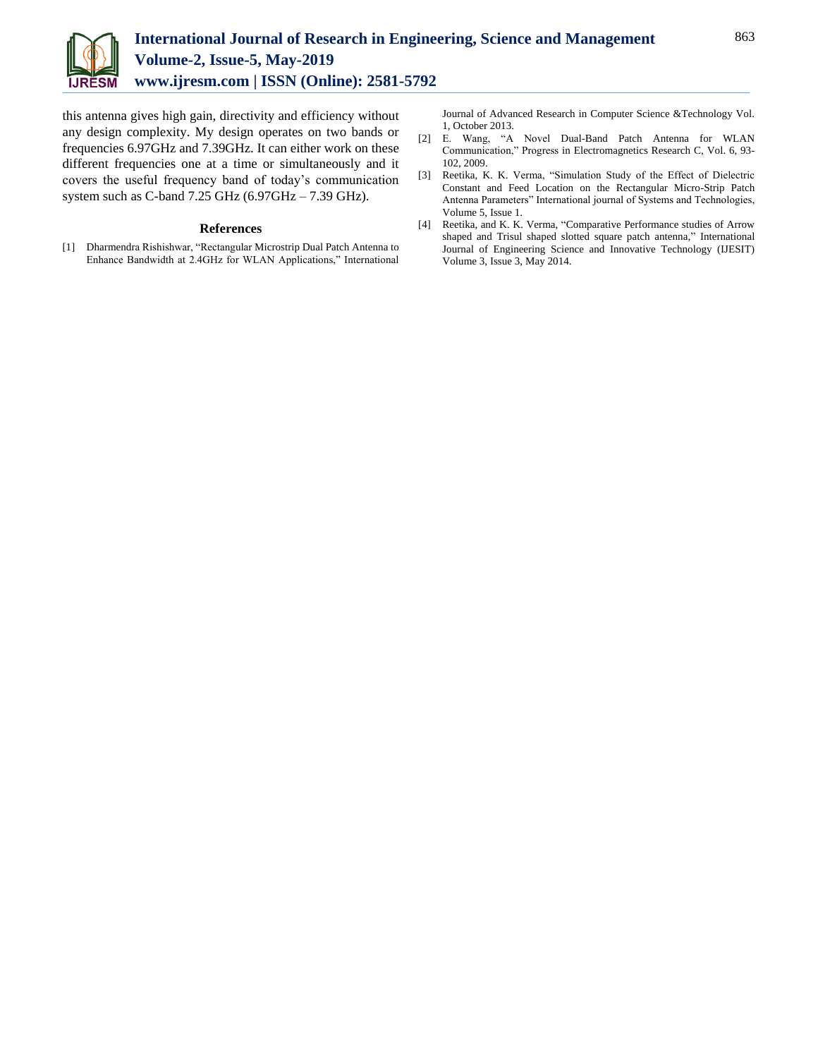this antenna gives high gain, directivity and efficiency without any design complexity. My design operates on two bands or frequencies 6.97GHz and 7.39GHz. It can either work on these different frequencies one at a time or simultaneously and it covers the useful frequency band of today's communication system such as C-band 7.25 GHz (6.97GHz – 7.39 GHz).

## References

[1] Dharmendra Rishishwar, "Rectangular Microstrip Dual Patch Antenna to Enhance Bandwidth at 2.4GHz for WLAN Applications," International Journal of Advanced Research in Computer Science &Technology Vol. 1, October 2013.

[2] E. Wang, "A Novel Dual-Band Patch Antenna for WLAN Communication," Progress in Electromagnetics Research C, Vol. 6, 93-102, 2009.

[3] Reetika, K. K. Verma, "Simulation Study of the Effect of Dielectric Constant and Feed Location on the Rectangular Micro-Strip Patch Antenna Parameters" International journal of Systems and Technologies, Volume 5, Issue 1.

[4] Reetika, and K. K. Verma, "Comparative Performance studies of Arrow shaped and Trisul shaped slotted square patch antenna," International Journal of Engineering Science and Innovative Technology (IJESIT) Volume 3, Issue 3, May 2014.